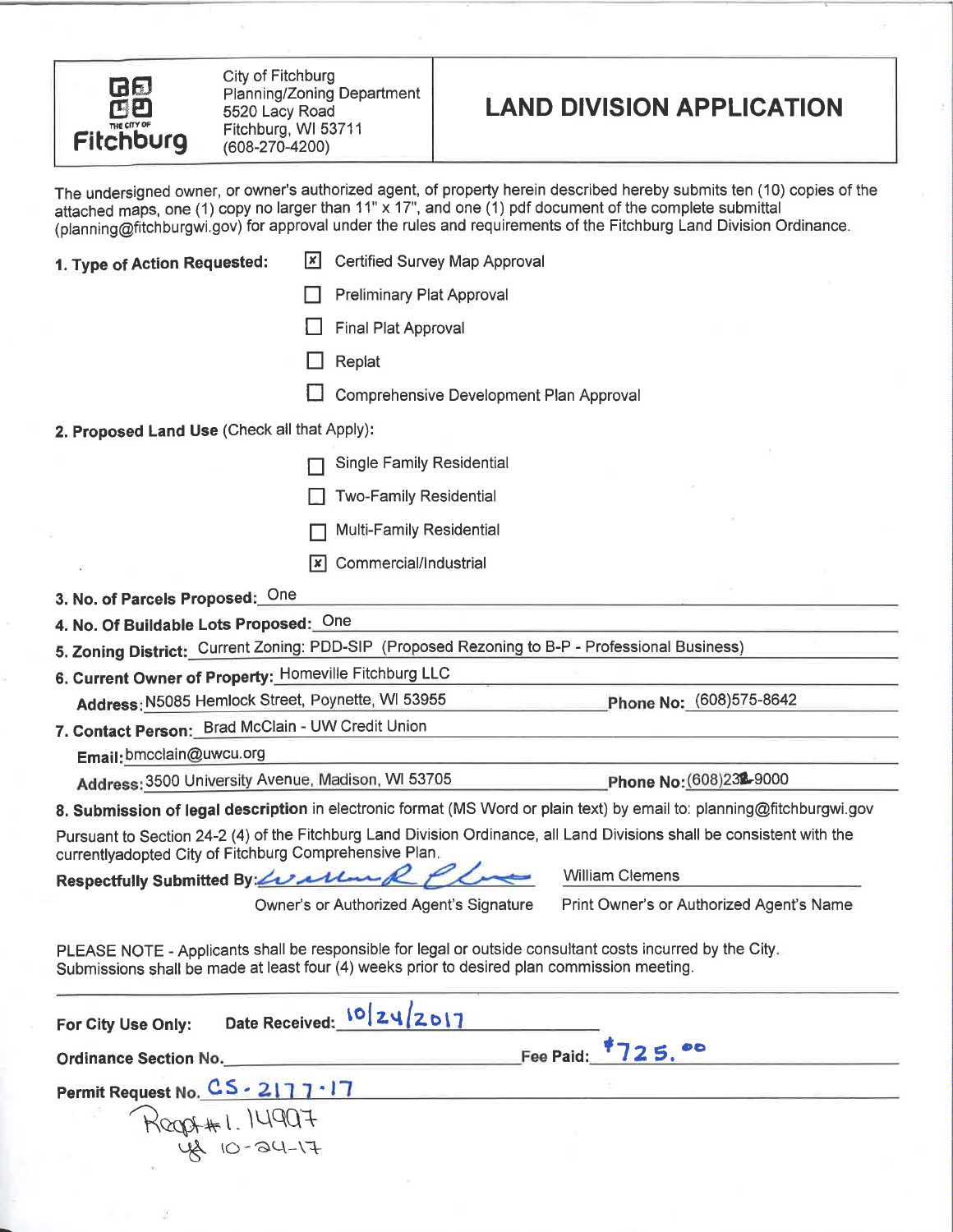THE CITY OF Fitchburg

City of Fitchburg
Planning/Zoning Department
5520 Lacy Road
Fitchburg, WI 53711
(608-270-4200)

# LAND DIVISION APPLICATION

The undersigned owner, or owner's authorized agent, of property herein described hereby submits ten (10) copies of the attached maps, one (1) copy no larger than 11" x 17", and one (1) pdf document of the complete submittal (planning@fitchburgwi.gov) for approval under the rules and requirements of the Fitchburg Land Division Ordinance.

**1. Type of Action Requested:**

- [x] Certified Survey Map Approval
- [ ] Preliminary Plat Approval
- [ ] Final Plat Approval
- [ ] Replat
- [ ] Comprehensive Development Plan Approval

**2. Proposed Land Use** (Check all that Apply):

- [ ] Single Family Residential
- [ ] Two-Family Residential
- [ ] Multi-Family Residential
- [x] Commercial/Industrial

**3. No. of Parcels Proposed:** One

**4. No. Of Buildable Lots Proposed:** One

**5. Zoning District:** Current Zoning: PDD-SIP (Proposed Rezoning to B-P - Professional Business)

**6. Current Owner of Property:** Homeville Fitchburg LLC

**Address:** N5085 Hemlock Street, Poynette, WI 53955 **Phone No:** (608)575-8642

**7. Contact Person:** Brad McClain - UW Credit Union

**Email:** bmcclain@uwcu.org

**Address:** 3500 University Avenue, Madison, WI 53705 **Phone No:** (608)232-9000

**8. Submission of legal description** in electronic format (MS Word or plain text) by email to: planning@fitchburgwi.gov

Pursuant to Section 24-2 (4) of the Fitchburg Land Division Ordinance, all Land Divisions shall be consistent with the currentlyadopted City of Fitchburg Comprehensive Plan.

**Respectfully Submitted By:** William R Clemens (signature) — William Clemens

Owner's or Authorized Agent's Signature — Print Owner's or Authorized Agent's Name

PLEASE NOTE - Applicants shall be responsible for legal or outside consultant costs incurred by the City. Submissions shall be made at least four (4) weeks prior to desired plan commission meeting.

**For City Use Only:** **Date Received:** 10/24/2017

**Ordinance Section No.** ______________ **Fee Paid:** $725.00

**Permit Request No.** CS-2177-17

Recpt #1.14997
ys 10-24-17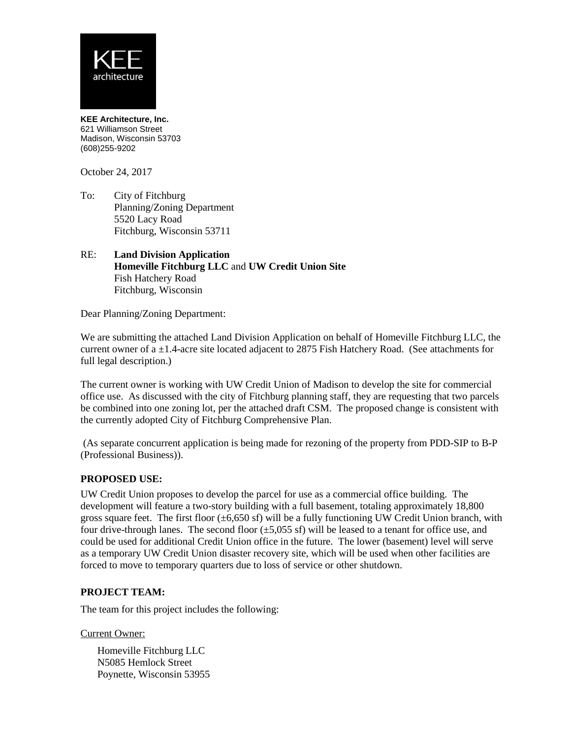KEE architecture

**KEE Architecture, Inc.**
621 Williamson Street
Madison, Wisconsin 53703
(608)255-9202

October 24, 2017

To: City of Fitchburg
Planning/Zoning Department
5520 Lacy Road
Fitchburg, Wisconsin 53711

RE: **Land Division Application**
**Homeville Fitchburg LLC** and **UW Credit Union Site**
Fish Hatchery Road
Fitchburg, Wisconsin

Dear Planning/Zoning Department:

We are submitting the attached Land Division Application on behalf of Homeville Fitchburg LLC, the current owner of a ±1.4-acre site located adjacent to 2875 Fish Hatchery Road. (See attachments for full legal description.)

The current owner is working with UW Credit Union of Madison to develop the site for commercial office use. As discussed with the city of Fitchburg planning staff, they are requesting that two parcels be combined into one zoning lot, per the attached draft CSM. The proposed change is consistent with the currently adopted City of Fitchburg Comprehensive Plan.

(As separate concurrent application is being made for rezoning of the property from PDD-SIP to B-P (Professional Business)).

**PROPOSED USE:**

UW Credit Union proposes to develop the parcel for use as a commercial office building. The development will feature a two-story building with a full basement, totaling approximately 18,800 gross square feet. The first floor (±6,650 sf) will be a fully functioning UW Credit Union branch, with four drive-through lanes. The second floor (±5,055 sf) will be leased to a tenant for office use, and could be used for additional Credit Union office in the future. The lower (basement) level will serve as a temporary UW Credit Union disaster recovery site, which will be used when other facilities are forced to move to temporary quarters due to loss of service or other shutdown.

**PROJECT TEAM:**

The team for this project includes the following:

Current Owner:

Homeville Fitchburg LLC
N5085 Hemlock Street
Poynette, Wisconsin 53955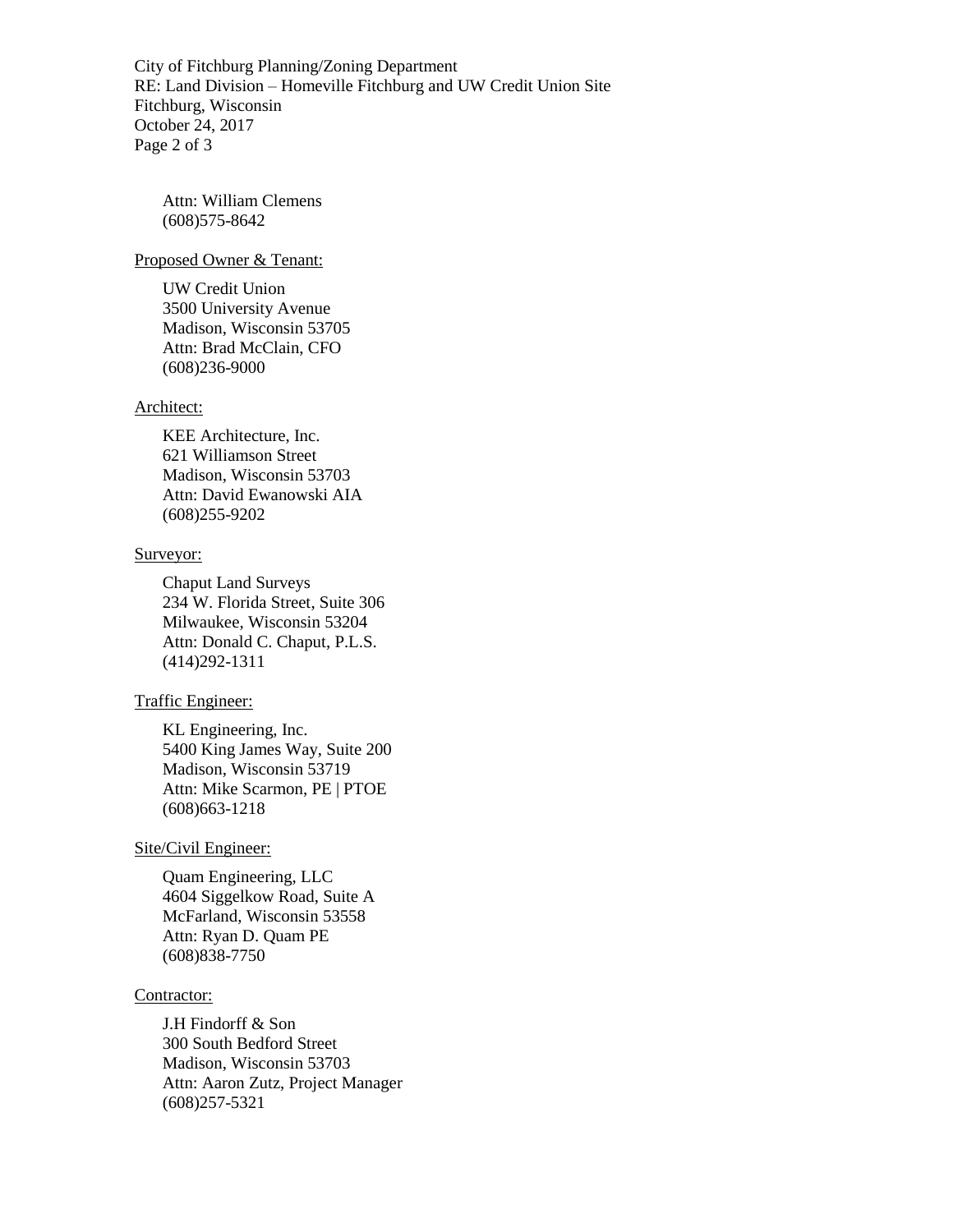Attn: William Clemens
(608)575-8642

<u>Proposed Owner & Tenant:</u>

UW Credit Union
3500 University Avenue
Madison, Wisconsin 53705
Attn: Brad McClain, CFO
(608)236-9000

<u>Architect:</u>

KEE Architecture, Inc.
621 Williamson Street
Madison, Wisconsin 53703
Attn: David Ewanowski AIA
(608)255-9202

<u>Surveyor:</u>

Chaput Land Surveys
234 W. Florida Street, Suite 306
Milwaukee, Wisconsin 53204
Attn: Donald C. Chaput, P.L.S.
(414)292-1311

<u>Traffic Engineer:</u>

KL Engineering, Inc.
5400 King James Way, Suite 200
Madison, Wisconsin 53719
Attn: Mike Scarmon, PE | PTOE
(608)663-1218

<u>Site/Civil Engineer:</u>

Quam Engineering, LLC
4604 Siggelkow Road, Suite A
McFarland, Wisconsin 53558
Attn: Ryan D. Quam PE
(608)838-7750

<u>Contractor:</u>

J.H Findorff & Son
300 South Bedford Street
Madison, Wisconsin 53703
Attn: Aaron Zutz, Project Manager
(608)257-5321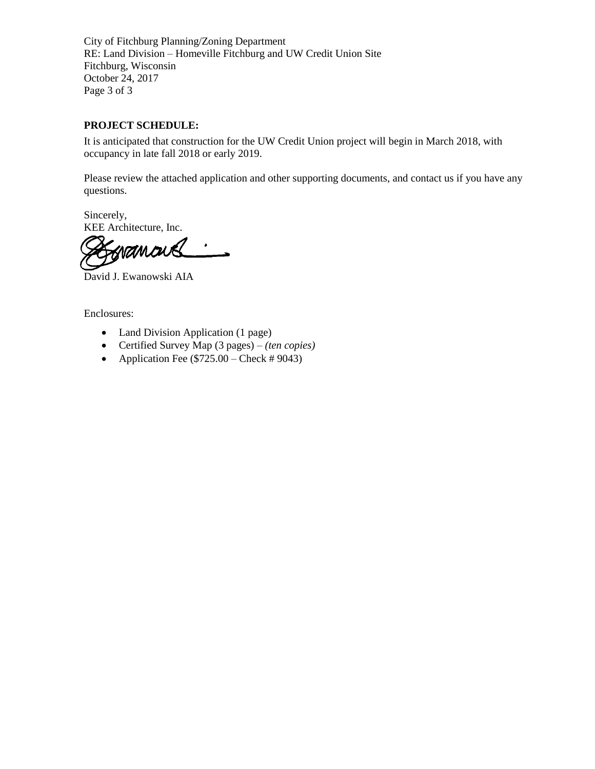City of Fitchburg Planning/Zoning Department
RE: Land Division – Homeville Fitchburg and UW Credit Union Site
Fitchburg, Wisconsin
October 24, 2017

**PROJECT SCHEDULE:**

It is anticipated that construction for the UW Credit Union project will begin in March 2018, with occupancy in late fall 2018 or early 2019.

Please review the attached application and other supporting documents, and contact us if you have any questions.

Sincerely,
KEE Architecture, Inc.

David J. Ewanowski AIA

Enclosures:

- Land Division Application (1 page)
- Certified Survey Map (3 pages) – *(ten copies)*
- Application Fee ($725.00 – Check # 9043)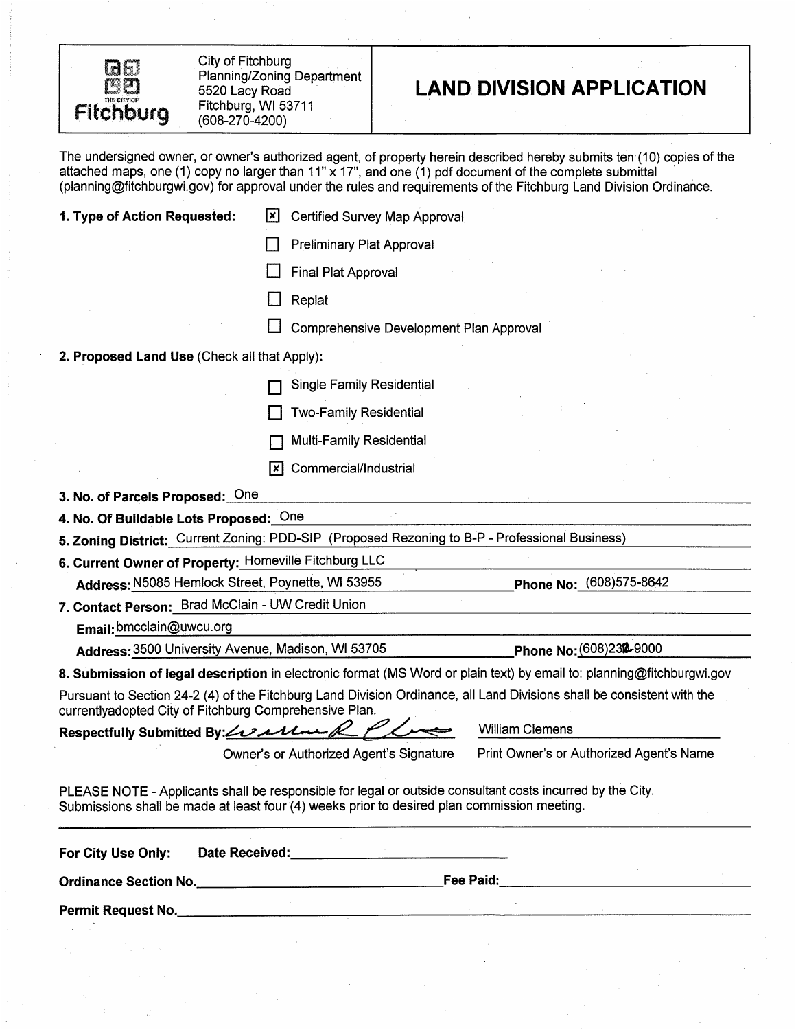City of Fitchburg
Planning/Zoning Department
5520 Lacy Road
Fitchburg, WI 53711
(608-270-4200)

# LAND DIVISION APPLICATION

The undersigned owner, or owner's authorized agent, of property herein described hereby submits ten (10) copies of the attached maps, one (1) copy no larger than 11" x 17", and one (1) pdf document of the complete submittal (planning@fitchburgwi.gov) for approval under the rules and requirements of the Fitchburg Land Division Ordinance.

**1. Type of Action Requested:**

- [x] Certified Survey Map Approval
- [ ] Preliminary Plat Approval
- [ ] Final Plat Approval
- [ ] Replat
- [ ] Comprehensive Development Plan Approval

**2. Proposed Land Use** (Check all that Apply)**:**

- [ ] Single Family Residential
- [ ] Two-Family Residential
- [ ] Multi-Family Residential
- [x] Commercial/Industrial

**3. No. of Parcels Proposed:** One

**4. No. Of Buildable Lots Proposed:** One

**5. Zoning District:** Current Zoning: PDD-SIP (Proposed Rezoning to B-P - Professional Business)

**6. Current Owner of Property:** Homeville Fitchburg LLC

**Address:** N5085 Hemlock Street, Poynette, WI 53955 **Phone No:** (608)575-8642

**7. Contact Person:** Brad McClain - UW Credit Union

**Email:** bmcclain@uwcu.org

**Address:** 3500 University Avenue, Madison, WI 53705 **Phone No:** (608)232-9000

**8. Submission of legal description** in electronic format (MS Word or plain text) by email to: planning@fitchburgwi.gov

Pursuant to Section 24-2 (4) of the Fitchburg Land Division Ordinance, all Land Divisions shall be consistent with the currentlyadopted City of Fitchburg Comprehensive Plan.

**Respectfully Submitted By:** [signature] William Clemens

Owner's or Authorized Agent's Signature — Print Owner's or Authorized Agent's Name

PLEASE NOTE - Applicants shall be responsible for legal or outside consultant costs incurred by the City. Submissions shall be made at least four (4) weeks prior to desired plan commission meeting.

---

**For City Use Only:** **Date Received:** ____________________

**Ordinance Section No.** ____________________ **Fee Paid:** ____________________

**Permit Request No.** ____________________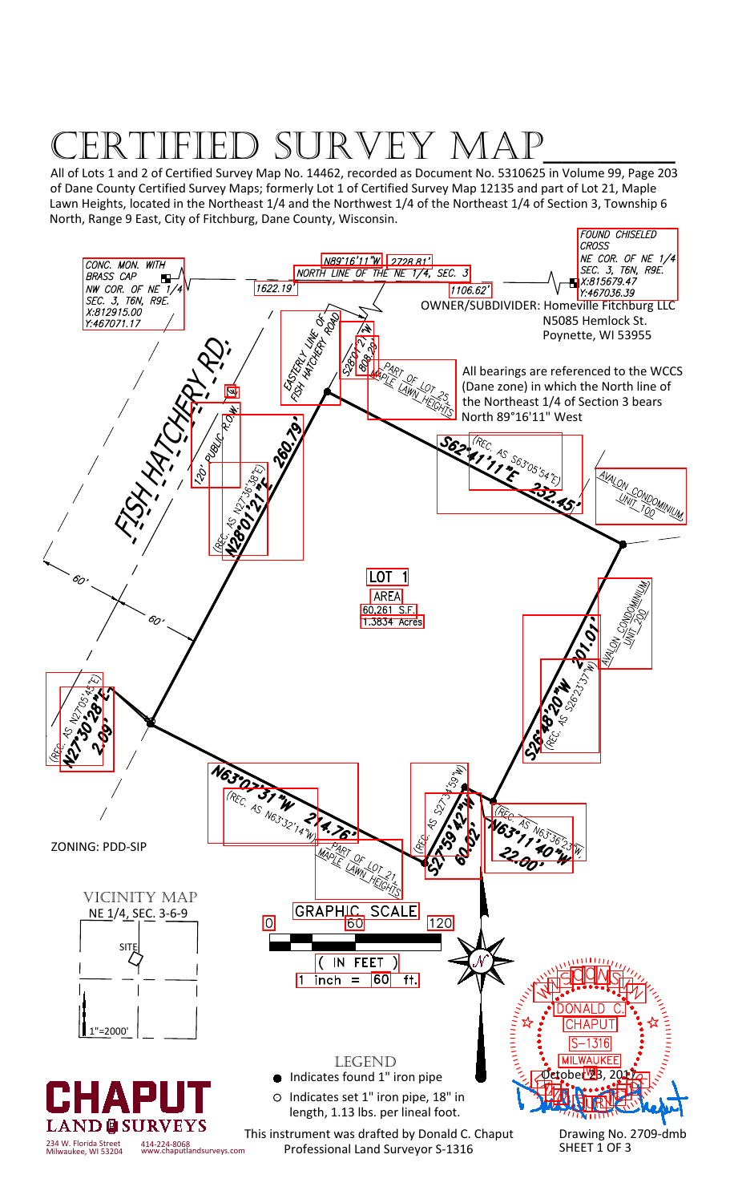# CERTIFIED SURVEY MAP

All of Lots 1 and 2 of Certified Survey Map No. 14462, recorded as Document No. 5310625 in Volume 99, Page 203 of Dane County Certified Survey Maps; formerly Lot 1 of Certified Survey Map 12135 and part of Lot 21, Maple Lawn Heights, located in the Northeast 1/4 and the Northwest 1/4 of the Northeast 1/4 of Section 3, Township 6 North, Range 9 East, City of Fitchburg, Dane County, Wisconsin.

CONC. MON. WITH BRASS CAP
NW COR. OF NE 1/4 SEC. 3, T6N, R9E.
X:812915.00
Y:467071.17

FOUND CHISELED CROSS
NE COR. OF NE 1/4 SEC. 3, T6N, R9E.
X:815679.47
Y:467036.39

N89°16'11"W 2728.81'
NORTH LINE OF THE NE 1/4, SEC. 3
1622.19'
1106.62'

OWNER/SUBDIVIDER: Homeville Fitchburg LLC
N5085 Hemlock St.
Poynette, WI 53955

All bearings are referenced to the WCCS (Dane zone) in which the North line of the Northeast 1/4 of Section 3 bears North 89°16'11" West

EASTERLY LINE OF FISH HATCHERY ROAD

S28°01'21"W 808.29'

PART OF LOT 25, MAPLE LAWN HEIGHTS

FISH HATCHERY RD.

120' PUBLIC R.O.W.

N28°01'21"E 260.79' (REC. AS N27°36'38"E)

S62°41'11"E 232.45' (REC. AS S63°05'54"E)

AVALON CONDOMINIUM, UNIT 100

60'

60'

LOT 1
AREA
60,261 S.F.
1.3834 Acres

AVALON CONDOMINIUM, UNIT 200

S26°48'20"W 201.01' (REC. AS S26°23'37"W)

N27°30'28"E 2.09' (REC. AS N27°05'45"E)

N63°07'31"W 214.76' (REC. AS N63°32'14"W)

S27°59'42"W 60.02' (REC. AS S27°34'59"W)

N63°11'40"W 22.00' (REC. AS N63°36'23"W)

PART OF LOT 21, MAPLE LAWN HEIGHTS

ZONING: PDD-SIP

VICINITY MAP
NE 1/4, SEC. 3-6-9
SITE
1"=2000'

GRAPHIC SCALE
0 60 120
( IN FEET )
1 inch = 60 ft.

WISCONSIN
DONALD C. CHAPUT
S-1316
MILWAUKEE
October 23, 2017
SURVEYOR

LEGEND
- ● Indicates found 1" iron pipe
- ○ Indicates set 1" iron pipe, 18" in length, 1.13 lbs. per lineal foot.

CHAPUT LAND SURVEYS
234 W. Florida Street, Milwaukee, WI 53204
414-224-8068
www.chaputlandsurveys.com

This instrument was drafted by Donald C. Chaput
Professional Land Surveyor S-1316

Drawing No. 2709-dmb
SHEET 1 OF 3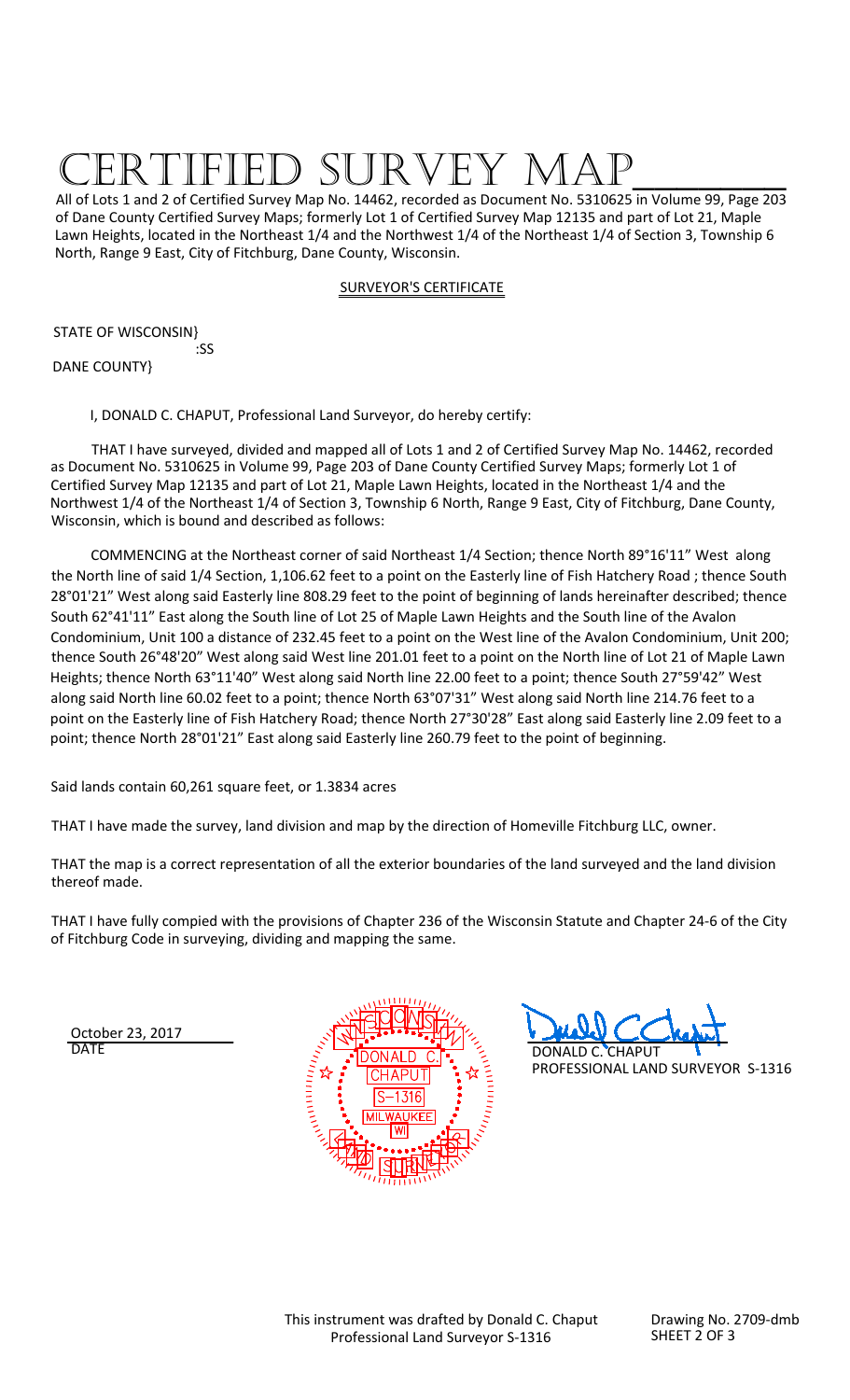// Certified Survey Map ________

All of Lots 1 and 2 of Certified Survey Map No. 14462, recorded as Document No. 5310625 in Volume 99, Page 203 of Dane County Certified Survey Maps; formerly Lot 1 of Certified Survey Map 12135 and part of Lot 21, Maple Lawn Heights, located in the Northeast 1/4 and the Northwest 1/4 of the Northeast 1/4 of Section 3, Township 6 North, Range 9 East, City of Fitchburg, Dane County, Wisconsin.

## SURVEYOR'S CERTIFICATE

STATE OF WISCONSIN}
:SS
DANE COUNTY}

I, DONALD C. CHAPUT, Professional Land Surveyor, do hereby certify:

THAT I have surveyed, divided and mapped all of Lots 1 and 2 of Certified Survey Map No. 14462, recorded as Document No. 5310625 in Volume 99, Page 203 of Dane County Certified Survey Maps; formerly Lot 1 of Certified Survey Map 12135 and part of Lot 21, Maple Lawn Heights, located in the Northeast 1/4 and the Northwest 1/4 of the Northeast 1/4 of Section 3, Township 6 North, Range 9 East, City of Fitchburg, Dane County, Wisconsin, which is bound and described as follows:

COMMENCING at the Northeast corner of said Northeast 1/4 Section; thence North 89°16'11" West along the North line of said 1/4 Section, 1,106.62 feet to a point on the Easterly line of Fish Hatchery Road ; thence South 28°01'21" West along said Easterly line 808.29 feet to the point of beginning of lands hereinafter described; thence South 62°41'11" East along the South line of Lot 25 of Maple Lawn Heights and the South line of the Avalon Condominium, Unit 100 a distance of 232.45 feet to a point on the West line of the Avalon Condominium, Unit 200; thence South 26°48'20" West along said West line 201.01 feet to a point on the North line of Lot 21 of Maple Lawn Heights; thence North 63°11'40" West along said North line 22.00 feet to a point; thence South 27°59'42" West along said North line 60.02 feet to a point; thence North 63°07'31" West along said North line 214.76 feet to a point on the Easterly line of Fish Hatchery Road; thence North 27°30'28" East along said Easterly line 2.09 feet to a point; thence North 28°01'21" East along said Easterly line 260.79 feet to the point of beginning.

Said lands contain 60,261 square feet, or 1.3834 acres

THAT I have made the survey, land division and map by the direction of Homeville Fitchburg LLC, owner.

THAT the map is a correct representation of all the exterior boundaries of the land surveyed and the land division thereof made.

THAT I have fully compied with the provisions of Chapter 236 of the Wisconsin Statute and Chapter 24-6 of the City of Fitchburg Code in surveying, dividing and mapping the same.

October 23, 2017
DATE

WISCONSIN
DONALD C.
CHAPUT
S-1316
MILWAUKEE
WI
LAND SURVEYOR

DONALD C. CHAPUT
PROFESSIONAL LAND SURVEYOR S-1316

This instrument was drafted by Donald C. Chaput
Professional Land Surveyor S-1316

Drawing No. 2709-dmb
SHEET 2 OF 3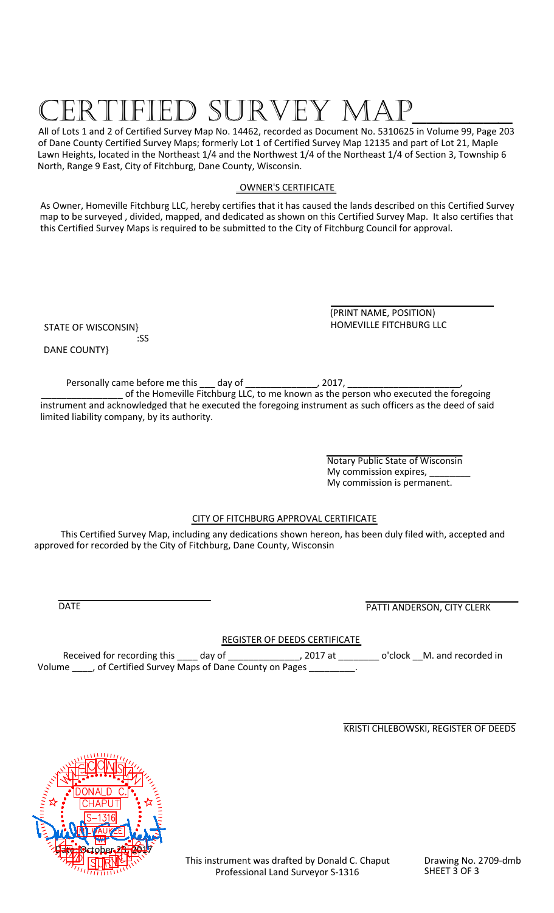# CERTIFIED SURVEY MAP________

All of Lots 1 and 2 of Certified Survey Map No. 14462, recorded as Document No. 5310625 in Volume 99, Page 203 of Dane County Certified Survey Maps; formerly Lot 1 of Certified Survey Map 12135 and part of Lot 21, Maple Lawn Heights, located in the Northeast 1/4 and the Northwest 1/4 of the Northeast 1/4 of Section 3, Township 6 North, Range 9 East, City of Fitchburg, Dane County, Wisconsin.

## OWNER'S CERTIFICATE

As Owner, Homeville Fitchburg LLC, hereby certifies that it has caused the lands described on this Certified Survey map to be surveyed , divided, mapped, and dedicated as shown on this Certified Survey Map. It also certifies that this Certified Survey Maps is required to be submitted to the City of Fitchburg Council for approval.

______________________________
(PRINT NAME, POSITION)
HOMEVILLE FITCHBURG LLC

STATE OF WISCONSIN}
:SS
DANE COUNTY}

Personally came before me this ___ day of ______________, 2017, ______________________, ________________ of the Homeville Fitchburg LLC, to me known as the person who executed the foregoing instrument and acknowledged that he executed the foregoing instrument as such officers as the deed of said limited liability company, by its authority.

______________________________
Notary Public State of Wisconsin
My commission expires, ________
My commission is permanent.

## CITY OF FITCHBURG APPROVAL CERTIFICATE

This Certified Survey Map, including any dedications shown hereon, has been duly filed with, accepted and approved for recorded by the City of Fitchburg, Dane County, Wisconsin

______________________________
DATE

______________________________
PATTI ANDERSON, CITY CLERK

## REGISTER OF DEEDS CERTIFICATE

Received for recording this ____ day of ______________, 2017 at ________ o'clock __M. and recorded in Volume ____, of Certified Survey Maps of Dane County on Pages _________.

______________________________
KRISTI CHLEBOWSKI, REGISTER OF DEEDS

WISCONSIN
DONALD C.
CHAPUT
S-1316
MILWAUKEE
WI
LAND SURVEYOR
Date: October 23, 2017

This instrument was drafted by Donald C. Chaput
Professional Land Surveyor S-1316

Drawing No. 2709-dmb
SHEET 3 OF 3